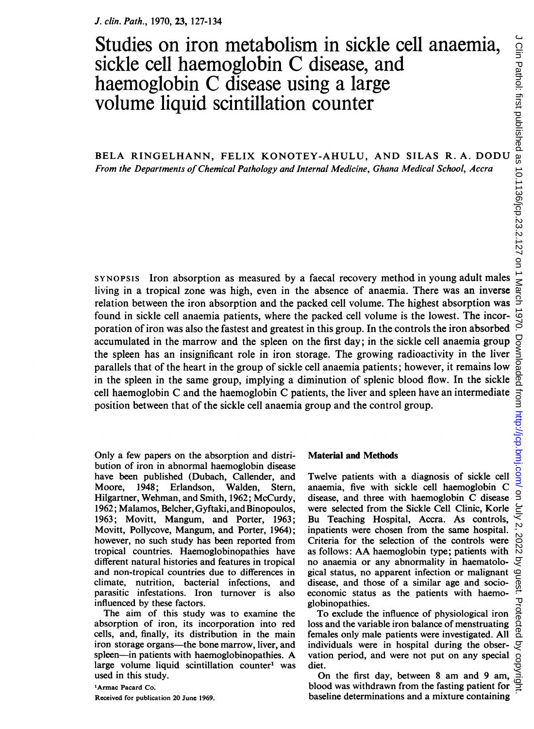# Studies on iron metabolism in sickle cell anaemia, sickle cell haemoglobin C disease, and haemoglobin C disease using a large volume liquid scintillation counter

BELA RINGELHANN, FELIX KONOTEY-AHULU, AND SILAS R. A. DODU

*From the Departments of Chemical Pathology and Internal Medicine, Ghana Medical School, Accra*

SYNOPSIS Iron absorption as measured by a faecal recovery method in young adult males living in a tropical zone was high, even in the absence of anaemia. There was an inverse relation between the iron absorption and the packed cell volume. The highest absorption was found in sickle cell anaemia patients, where the packed cell volume is the lowest. The incorporation of iron was also the fastest and greatest in this group. In the controls the iron absorbed accumulated in the marrow and the spleen on the first day; in the sickle cell anaemia group the spleen has an insignificant role in iron storage. The growing radioactivity in the liver parallels that of the heart in the group of sickle cell anaemia patients; however, it remains low in the spleen in the same group, implying a diminution of splenic blood flow. In the sickle cell haemoglobin C and the haemoglobin C patients, the liver and spleen have an intermediate position between that of the sickle cell anaemia group and the control group.

Only a few papers on the absorption and distribution of iron in abnormal haemoglobin disease have been published (Dubach, Callender, and Moore, 1948; Erlandson, Walden, Stern, Hilgartner, Wehman, and Smith, 1962; McCurdy, 1962; Malamos, Belcher, Gyftaki, and Binopoulos, 1963; Movitt, Mangum, and Porter, 1963; Movitt, Pollycove, Mangum, and Porter, 1964); however, no such study has been reported from tropical countries. Haemoglobinopathies have different natural histories and features in tropical and non-tropical countries due to differences in climate, nutrition, bacterial infections, and parasitic infestations. Iron turnover is also influenced by these factors.

The aim of this study was to examine the absorption of iron, its incorporation into red cells, and, finally, its distribution in the main iron storage organs—the bone marrow, liver, and spleen—in patients with haemoglobinopathies. A large volume liquid scintillation counter[1] was used in this study.

[1]Armac Pacard Co.

Received for publication 20 June 1969.

## Material and Methods

Twelve patients with a diagnosis of sickle cell anaemia, five with sickle cell haemoglobin C disease, and three with haemoglobin C disease were selected from the Sickle Cell Clinic, Korle Bu Teaching Hospital, Accra. As controls, inpatients were chosen from the same hospital. Criteria for the selection of the controls were as follows: AA haemoglobin type; patients with no anaemia or any abnormality in haematological status, no apparent infection or malignant disease, and those of a similar age and socio-economic status as the patients with haemoglobinopathies.

To exclude the influence of physiological iron loss and the variable iron balance of menstruating females only male patients were investigated. All individuals were in hospital during the observation period, and were not put on any special diet.

On the first day, between 8 am and 9 am, blood was withdrawn from the fasting patient for baseline determinations and a mixture containing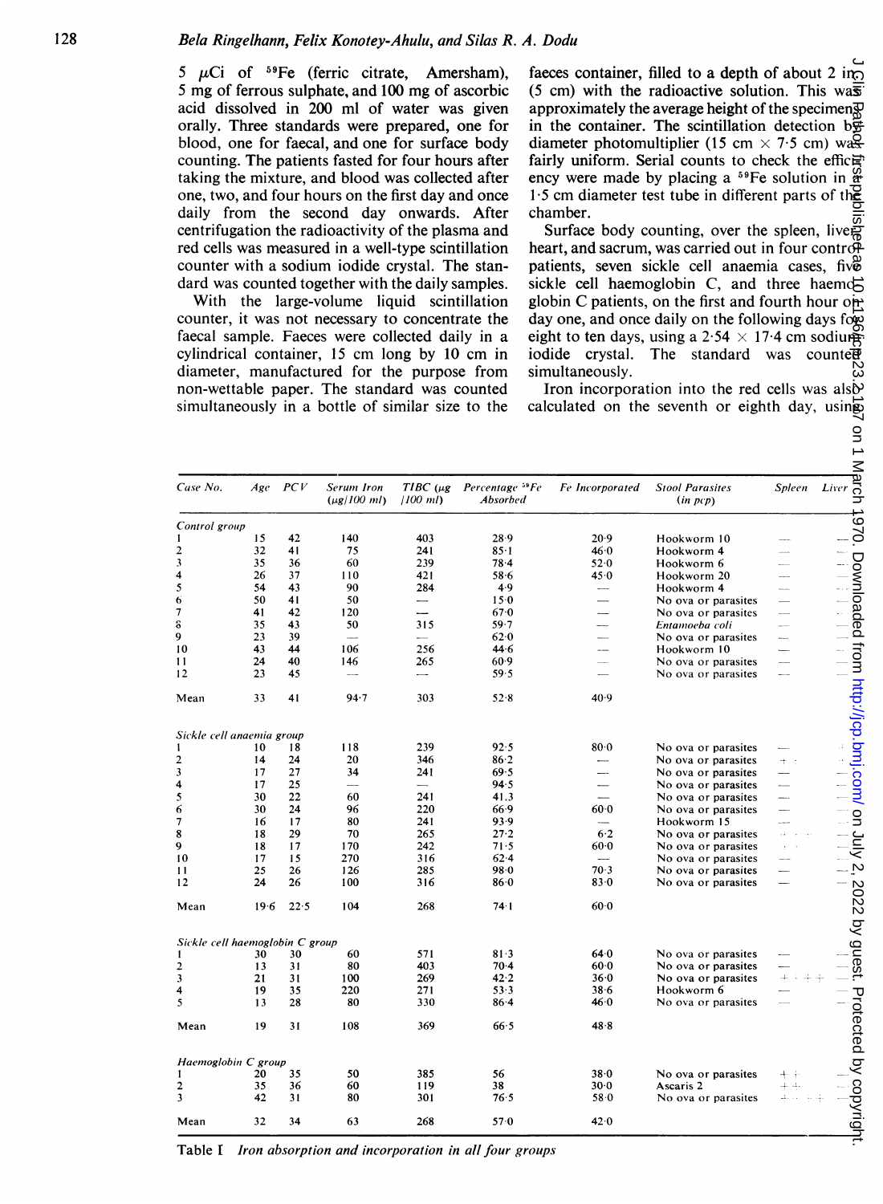5 μCi of $^{59}$Fe (ferric citrate, Amersham), 5 mg of ferrous sulphate, and 100 mg of ascorbic acid dissolved in 200 ml of water was given orally. Three standards were prepared, one for blood, one for faecal, and one for surface body counting. The patients fasted for four hours after taking the mixture, and blood was collected after one, two, and four hours on the first day and once daily from the second day onwards. After centrifugation the radioactivity of the plasma and red cells was measured in a well-type scintillation counter with a sodium iodide crystal. The standard was counted together with the daily samples.

With the large-volume liquid scintillation counter, it was not necessary to concentrate the faecal sample. Faeces were collected daily in a cylindrical container, 15 cm long by 10 cm in diameter, manufactured for the purpose from non-wettable paper. The standard was counted simultaneously in a bottle of similar size to the faeces container, filled to a depth of about 2 in (5 cm) with the radioactive solution. This was approximately the average height of the specimen in the container. The scintillation detection by diameter photomultiplier (15 cm × 7·5 cm) was fairly uniform. Serial counts to check the efficiency were made by placing a $^{59}$Fe solution in a 1·5 cm diameter test tube in different parts of the chamber.

Surface body counting, over the spleen, liver, heart, and sacrum, was carried out in four control patients, seven sickle cell anaemia cases, five sickle cell haemoglobin C, and three haemoglobin C patients, on the first and fourth hour on day one, and once daily on the following days for eight to ten days, using a 2·54 × 17·4 cm sodium iodide crystal. The standard was counted simultaneously.

Iron incorporation into the red cells was also calculated on the seventh or eighth day, using

| Case No. | Age | PCV | Serum Iron (μg/100 ml) | TIBC (μg /100 ml) | Percentage $^{59}$Fe Absorbed | Fe Incorporated | Stool Parasites (in pcp) | Spleen | Liver |
|---|---|---|---|---|---|---|---|---|---|
| *Control group* | | | | | | | | | |
| 1 | 15 | 42 | 140 | 403 | 28·9 | 20·9 | Hookworm 10 | — | — |
| 2 | 32 | 41 | 75 | 241 | 85·1 | 46·0 | Hookworm 4 | — | — |
| 3 | 35 | 36 | 60 | 239 | 78·4 | 52·0 | Hookworm 6 | — | — |
| 4 | 26 | 37 | 110 | 421 | 58·6 | 45·0 | Hookworm 20 | — | — |
| 5 | 54 | 43 | 90 | 284 | 4·9 | — | Hookworm 4 | — | — |
| 6 | 50 | 41 | 50 | — | 15·0 | — | No ova or parasites | — | — |
| 7 | 41 | 42 | 120 | — | 67·0 | — | No ova or parasites | — | — |
| 8 | 35 | 43 | 50 | 315 | 59·7 | — | *Entamoeba coli* | — | — |
| 9 | 23 | 39 | — | — | 62·0 | — | No ova or parasites | — | — |
| 10 | 43 | 44 | 106 | 256 | 44·6 | — | Hookworm 10 | — | — |
| 11 | 24 | 40 | 146 | 265 | 60·9 | — | No ova or parasites | — | — |
| 12 | 23 | 45 | — | — | 59·5 | — | No ova or parasites | — | — |
| Mean | 33 | 41 | 94·7 | 303 | 52·8 | 40·9 | | | |
| *Sickle cell anaemia group* | | | | | | | | | |
| 1 | 10 | 18 | 118 | 239 | 92·5 | 80·0 | No ova or parasites | — | + |
| 2 | 14 | 24 | 20 | 346 | 86·2 | — | No ova or parasites | + | — |
| 3 | 17 | 27 | 34 | 241 | 69·5 | — | No ova or parasites | — | — |
| 4 | 17 | 25 | — | — | 94·5 | — | No ova or parasites | — | — |
| 5 | 30 | 22 | 60 | 241 | 41.3 | — | No ova or parasites | — | — |
| 6 | 30 | 24 | 96 | 220 | 66·9 | 60·0 | No ova or parasites | — | — |
| 7 | 16 | 17 | 80 | 241 | 93·9 | — | Hookworm 15 | — | — |
| 8 | 18 | 29 | 70 | 265 | 27·2 | 6·2 | No ova or parasites | + + + | — |
| 9 | 18 | 17 | 170 | 242 | 71·5 | 60·0 | No ova or parasites | + + | — |
| 10 | 17 | 15 | 270 | 316 | 62·4 | — | No ova or parasites | — | — |
| 11 | 25 | 26 | 126 | 285 | 98·0 | 70·3 | No ova or parasites | — | — |
| 12 | 24 | 26 | 100 | 316 | 86·0 | 83·0 | No ova or parasites | — | — |
| Mean | 19·6 | 22·5 | 104 | 268 | 74·1 | 60·0 | | | |
| *Sickle cell haemoglobin C group* | | | | | | | | | |
| 1 | 30 | 30 | 60 | 571 | 81·3 | 64·0 | No ova or parasites | — | — |
| 2 | 13 | 31 | 80 | 403 | 70·4 | 60·0 | No ova or parasites | — | — |
| 3 | 21 | 31 | 100 | 269 | 42·2 | 36·0 | No ova or parasites | + + + + | — |
| 4 | 19 | 35 | 220 | 271 | 53·3 | 38·6 | Hookworm 6 | — | — |
| 5 | 13 | 28 | 80 | 330 | 86·4 | 46·0 | No ova or parasites | — | — |
| Mean | 19 | 31 | 108 | 369 | 66·5 | 48·8 | | | |
| *Haemoglobin C group* | | | | | | | | | |
| 1 | 20 | 35 | 50 | 385 | 56 | 38·0 | No ova or parasites | + + | — |
| 2 | 35 | 36 | 60 | 119 | 38 | 30·0 | Ascaris 2 | + + | — |
| 3 | 42 | 31 | 80 | 301 | 76·5 | 58·0 | No ova or parasites | + + + + | — |
| Mean | 32 | 34 | 63 | 268 | 57·0 | 42·0 | | | |

Table I *Iron absorption and incorporation in all four groups*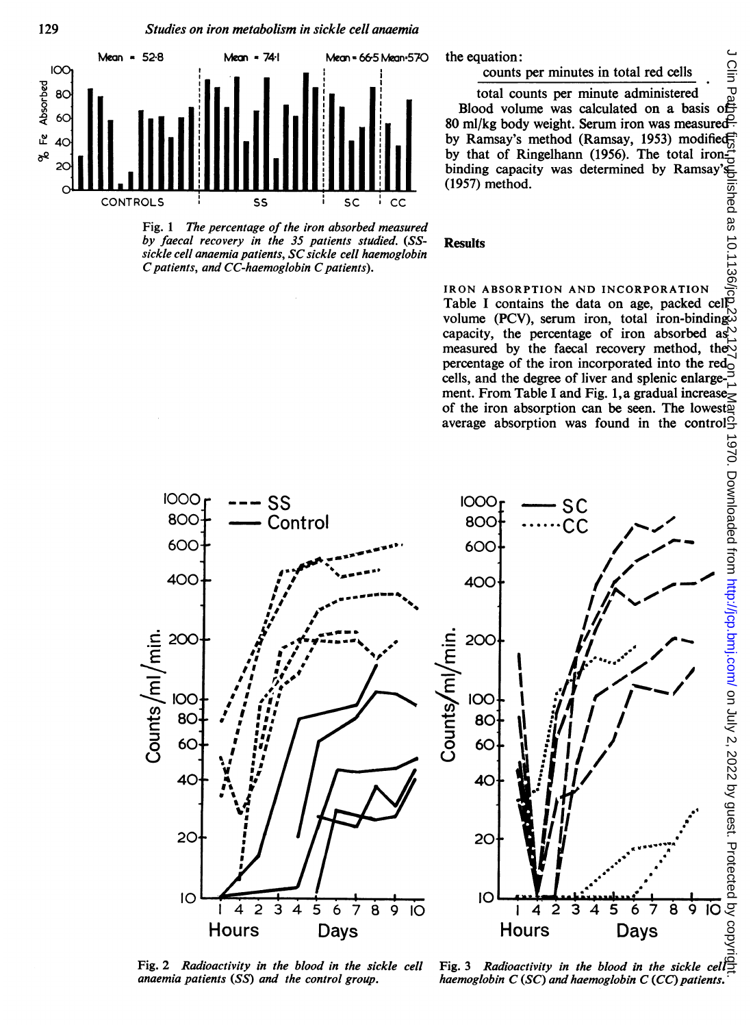Fig. 1 *The percentage of the iron absorbed measured by faecal recovery in the 35 patients studied. (SS-sickle cell anaemia patients, SC sickle cell haemoglobin C patients, and CC-haemoglobin C patients).*

the equation:

$$\frac{\text{counts per minutes in total red cells}}{\text{total counts per minute administered}}.$$

Blood volume was calculated on a basis of 80 ml/kg body weight. Serum iron was measured by Ramsay's method (Ramsay, 1953) modified by that of Ringelhann (1956). The total iron-binding capacity was determined by Ramsay's (1957) method.

## Results

### IRON ABSORPTION AND INCORPORATION

Table I contains the data on age, packed cell volume (PCV), serum iron, total iron-binding capacity, the percentage of iron absorbed as measured by the faecal recovery method, the percentage of the iron incorporated into the red cells, and the degree of liver and splenic enlargement. From Table I and Fig. 1, a gradual increase of the iron absorption can be seen. The lowest average absorption was found in the control

Fig. 2 *Radioactivity in the blood in the sickle cell anaemia patients (SS) and the control group.*

Fig. 3 *Radioactivity in the blood in the sickle cell haemoglobin C (SC) and haemoglobin C (CC) patients.*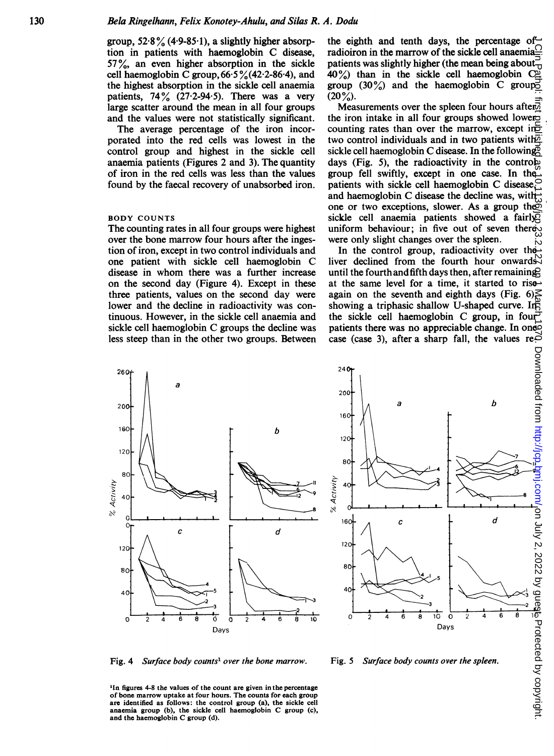group, 52·8% (4·9-85·1), a slightly higher absorption in patients with haemoglobin C disease, 57%, an even higher absorption in the sickle cell haemoglobin C group, 66·5% (42·2-86·4), and the highest absorption in the sickle cell anaemia patients, 74% (27·2-94·5). There was a very large scatter around the mean in all four groups and the values were not statistically significant.

The average percentage of the iron incorporated into the red cells was lowest in the control group and highest in the sickle cell anaemia patients (Figures 2 and 3). The quantity of iron in the red cells was less than the values found by the faecal recovery of unabsorbed iron.

### BODY COUNTS

The counting rates in all four groups were highest over the bone marrow four hours after the ingestion of iron, except in two control individuals and one patient with sickle cell haemoglobin C disease in whom there was a further increase on the second day (Figure 4). Except in these three patients, values on the second day were lower and the decline in radioactivity was continuous. However, in the sickle cell anaemia and sickle cell haemoglobin C groups the decline was less steep than in the other two groups. Between the eighth and tenth days, the percentage of radioiron in the marrow of the sickle cell anaemia patients was slightly higher (the mean being about 40%) than in the sickle cell haemoglobin C group (30%) and the haemoglobin C group (20%).

Measurements over the spleen four hours after the iron intake in all four groups showed lower counting rates than over the marrow, except in two control individuals and in two patients with sickle cell haemoglobin C disease. In the following days (Fig. 5), the radioactivity in the control group fell swiftly, except in one case. In the patients with sickle cell haemoglobin C disease and haemoglobin C disease the decline was, with one or two exceptions, slower. As a group the sickle cell anaemia patients showed a fairly uniform behaviour; in five out of seven there were only slight changes over the spleen.

In the control group, radioactivity over the liver declined from the fourth hour onwards until the fourth and fifth days then, after remaining at the same level for a time, it started to rise again on the seventh and eighth days (Fig. 6), showing a triphasic shallow U-shaped curve. In the sickle cell haemoglobin C group, in four patients there was no appreciable change. In one case (case 3), after a sharp fall, the values re-

Fig. 4 *Surface body counts*[1] *over the bone marrow.*

Fig. 5 *Surface body counts over the spleen.*

[1]In figures 4-8 the values of the count are given in the percentage of bone marrow uptake at four hours. The counts for each group are identified as follows: the control group (a), the sickle cell anaemia group (b), the sickle cell haemoglobin C group (c), and the haemoglobin C group (d).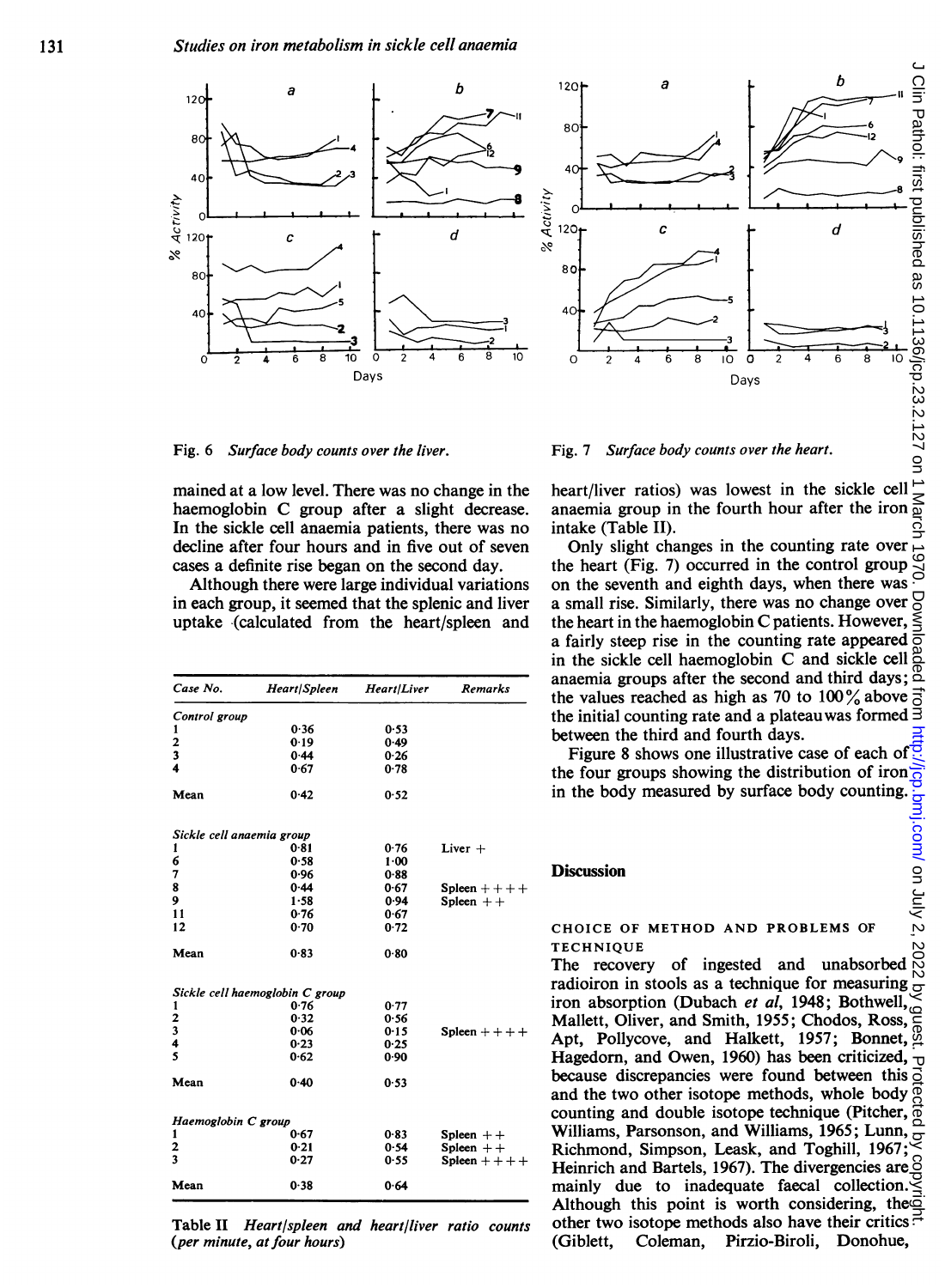Fig. 6 *Surface body counts over the liver.*

Fig. 7 *Surface body counts over the heart.*

mained at a low level. There was no change in the haemoglobin C group after a slight decrease. In the sickle cell anaemia patients, there was no decline after four hours and in five out of seven cases a definite rise began on the second day.

Although there were large individual variations in each group, it seemed that the splenic and liver uptake (calculated from the heart/spleen and heart/liver ratios) was lowest in the sickle cell anaemia group in the fourth hour after the iron intake (Table II).

| Case No. | Heart/Spleen | Heart/Liver | Remarks |
|---|---|---|---|
| *Control group* | | | |
| 1 | 0·36 | 0·53 | |
| 2 | 0·19 | 0·49 | |
| 3 | 0·44 | 0·26 | |
| 4 | 0·67 | 0·78 | |
| Mean | 0·42 | 0·52 | |
| *Sickle cell anaemia group* | | | |
| 1 | 0·81 | 0·76 | Liver + |
| 6 | 0·58 | 1·00 | |
| 7 | 0·96 | 0·88 | |
| 8 | 0·44 | 0·67 | Spleen ++++ |
| 9 | 1·58 | 0·94 | Spleen ++ |
| 11 | 0·76 | 0·67 | |
| 12 | 0·70 | 0·72 | |
| Mean | 0·83 | 0·80 | |
| *Sickle cell haemoglobin C group* | | | |
| 1 | 0·76 | 0·77 | |
| 2 | 0·32 | 0·56 | |
| 3 | 0·06 | 0·15 | Spleen ++++ |
| 4 | 0·23 | 0·25 | |
| 5 | 0·62 | 0·90 | |
| Mean | 0·40 | 0·53 | |
| *Haemoglobin C group* | | | |
| 1 | 0·67 | 0·83 | Spleen ++ |
| 2 | 0·21 | 0·54 | Spleen ++ |
| 3 | 0·27 | 0·55 | Spleen ++++ |
| Mean | 0·38 | 0·64 | |

Table II *Heart/spleen and heart/liver ratio counts (per minute, at four hours)*

Only slight changes in the counting rate over the heart (Fig. 7) occurred in the control group on the seventh and eighth days, when there was a small rise. Similarly, there was no change over the heart in the haemoglobin C patients. However, a fairly steep rise in the counting rate appeared in the sickle cell haemoglobin C and sickle cell anaemia groups after the second and third days; the values reached as high as 70 to 100% above the initial counting rate and a plateau was formed between the third and fourth days.

Figure 8 shows one illustrative case of each of the four groups showing the distribution of iron in the body measured by surface body counting.

## Discussion

### CHOICE OF METHOD AND PROBLEMS OF TECHNIQUE

The recovery of ingested and unabsorbed radioiron in stools as a technique for measuring iron absorption (Dubach *et al*, 1948; Bothwell, Mallett, Oliver, and Smith, 1955; Chodos, Ross, Apt, Pollycove, and Halkett, 1957; Bonnet, Hagedorn, and Owen, 1960) has been criticized, because discrepancies were found between this and the two other isotope methods, whole body counting and double isotope technique (Pitcher, Williams, Parsonson, and Williams, 1965; Lunn, Richmond, Simpson, Leask, and Toghill, 1967; Heinrich and Bartels, 1967). The divergencies are mainly due to inadequate faecal collection. Although this point is worth considering, the other two isotope methods also have their critics (Giblett, Coleman, Pirzio-Biroli, Donohue,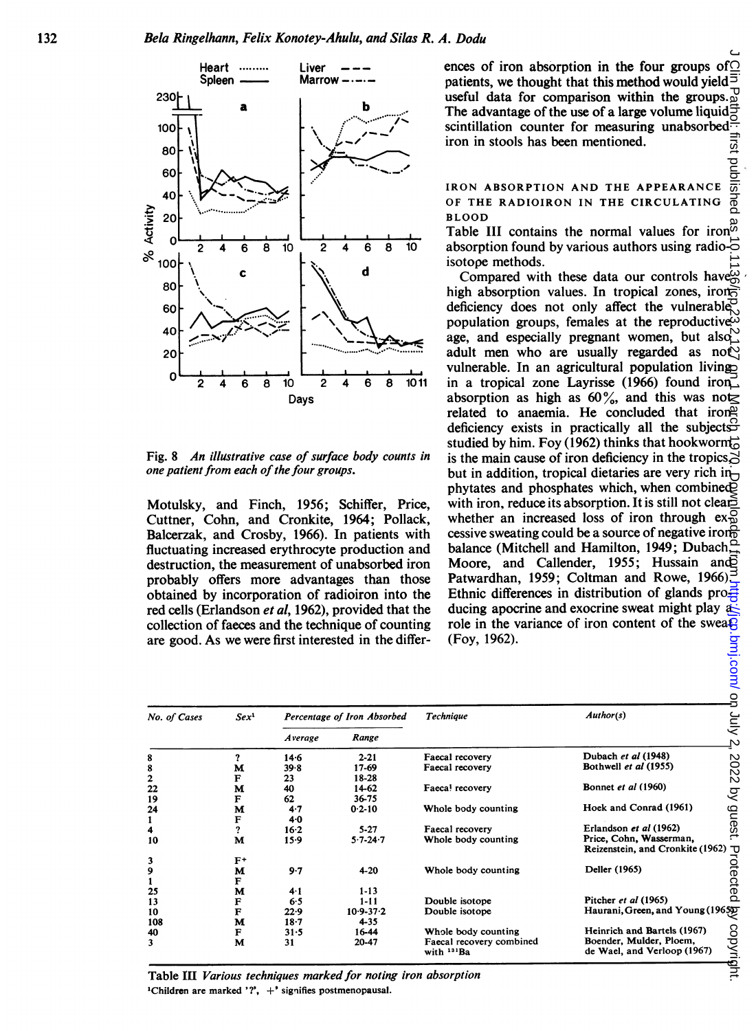Fig. 8 *An illustrative case of surface body counts in one patient from each of the four groups.*

Motulsky, and Finch, 1956; Schiffer, Price, Cuttner, Cohn, and Cronkite, 1964; Pollack, Balcerzak, and Crosby, 1966). In patients with fluctuating increased erythrocyte production and destruction, the measurement of unabsorbed iron probably offers more advantages than those obtained by incorporation of radioiron into the red cells (Erlandson *et al*, 1962), provided that the collection of faeces and the technique of counting are good. As we were first interested in the differences of iron absorption in the four groups of patients, we thought that this method would yield useful data for comparison within the groups. The advantage of the use of a large volume liquid scintillation counter for measuring unabsorbed iron in stools has been mentioned.

## IRON ABSORPTION AND THE APPEARANCE OF THE RADIOIRON IN THE CIRCULATING BLOOD

Table III contains the normal values for iron absorption found by various authors using radioisotope methods.

Compared with these data our controls have high absorption values. In tropical zones, iron deficiency does not only affect the vulnerable population groups, females at the reproductive age, and especially pregnant women, but also adult men who are usually regarded as not vulnerable. In an agricultural population living in a tropical zone Layrisse (1966) found iron absorption as high as 60%, and this was not related to anaemia. He concluded that iron deficiency exists in practically all the subjects studied by him. Foy (1962) thinks that hookworm is the main cause of iron deficiency in the tropics, but in addition, tropical dietaries are very rich in phytates and phosphates which, when combined with iron, reduce its absorption. It is still not clear whether an increased loss of iron through excessive sweating could be a source of negative iron balance (Mitchell and Hamilton, 1949; Dubach, Moore, and Callender, 1955; Hussain and Patwardhan, 1959; Coltman and Rowe, 1966). Ethnic differences in distribution of glands producing apocrine and exocrine sweat might play a role in the variance of iron content of the sweat (Foy, 1962).

| No. of Cases | Sex[1] | Percentage of Iron Absorbed | | Technique | Author(s) |
|---|---|---|---|---|---|
| | | Average | Range | | |
| 8 | ? | 14·6 | 2-21 | Faecal recovery | Dubach *et al* (1948) |
| 8 | M | 39·8 | 17-69 | Faecal recovery | Bothwell *et al* (1955) |
| 2 | F | 23 | 18-28 | | |
| 22 | M | 40 | 14-62 | Faecal recovery | Bonnet *et al* (1960) |
| 19 | F | 62 | 36-75 | | |
| 24 | M | 4·7 | 0·2-10 | Whole body counting | Hoek and Conrad (1961) |
| 1 | F | 4·0 | | | |
| 4 | ? | 16·2 | 5-27 | Faecal recovery | Erlandson *et al* (1962) |
| 10 | M | 15·9 | 5·7-24·7 | Whole body counting | Price, Cohn, Wasserman, Reizenstein, and Cronkite (1962) |
| 3 | F+ | | | | |
| 9 | M | 9·7 | 4-20 | Whole body counting | Deller (1965) |
| 1 | F | | | | |
| 25 | M | 4·1 | 1-13 | | |
| 13 | F | 6·5 | 1-11 | Double isotope | Pitcher *et al* (1965) |
| 10 | F | 22·9 | 10·9-37·2 | Double isotope | Haurani, Green, and Young (1965) |
| 108 | M | 18·7 | 4-35 | | |
| 40 | F | 31·5 | 16-44 | Whole body counting | Heinrich and Bartels (1967) |
| 3 | M | 31 | 20-47 | Faecal recovery combined with $^{131}$Ba | Boender, Mulder, Ploem, de Wael, and Verloop (1967) |

Table III *Various techniques marked for noting iron absorption*

[1]Children are marked '?', '+' signifies postmenopausal.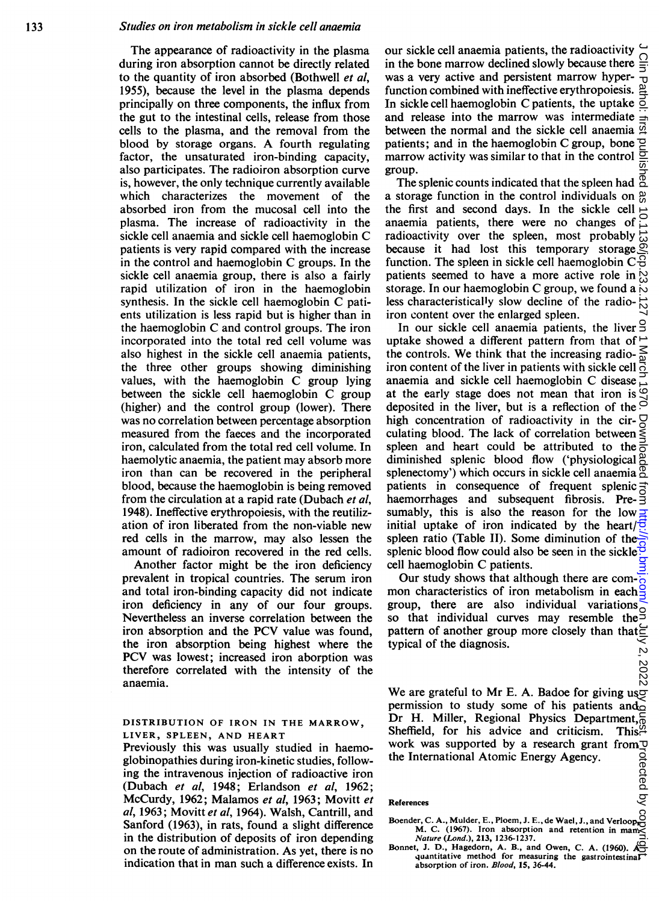The appearance of radioactivity in the plasma during iron absorption cannot be directly related to the quantity of iron absorbed (Bothwell *et al*, 1955), because the level in the plasma depends principally on three components, the influx from the gut to the intestinal cells, release from those cells to the plasma, and the removal from the blood by storage organs. A fourth regulating factor, the unsaturated iron-binding capacity, also participates. The radioiron absorption curve is, however, the only technique currently available which characterizes the movement of the absorbed iron from the mucosal cell into the plasma. The increase of radioactivity in the sickle cell anaemia and sickle cell haemoglobin C patients is very rapid compared with the increase in the control and haemoglobin C groups. In the sickle cell anaemia group, there is also a fairly rapid utilization of iron in the haemoglobin synthesis. In the sickle cell haemoglobin C patients utilization is less rapid but is higher than in the haemoglobin C and control groups. The iron incorporated into the total red cell volume was also highest in the sickle cell anaemia patients, the three other groups showing diminishing values, with the haemoglobin C group lying between the sickle cell haemoglobin C group (higher) and the control group (lower). There was no correlation between percentage absorption measured from the faeces and the incorporated iron, calculated from the total red cell volume. In haemolytic anaemia, the patient may absorb more iron than can be recovered in the peripheral blood, because the haemoglobin is being removed from the circulation at a rapid rate (Dubach *et al*, 1948). Ineffective erythropoiesis, with the reutilization of iron liberated from the non-viable new red cells in the marrow, may also lessen the amount of radioiron recovered in the red cells.

Another factor might be the iron deficiency prevalent in tropical countries. The serum iron and total iron-binding capacity did not indicate iron deficiency in any of our four groups. Nevertheless an inverse correlation between the iron absorption and the PCV value was found, the iron absorption being highest where the PCV was lowest; increased iron aborption was therefore correlated with the intensity of the anaemia.

## DISTRIBUTION OF IRON IN THE MARROW, LIVER, SPLEEN, AND HEART

Previously this was usually studied in haemoglobinopathies during iron-kinetic studies, following the intravenous injection of radioactive iron (Dubach *et al*, 1948; Erlandson *et al*, 1962; McCurdy, 1962; Malamos *et al*, 1963; Movitt *et al*, 1963; Movitt *et al*, 1964). Walsh, Cantrill, and Sanford (1963), in rats, found a slight difference in the distribution of deposits of iron depending on the route of administration. As yet, there is no indication that in man such a difference exists. In our sickle cell anaemia patients, the radioactivity in the bone marrow declined slowly because there was a very active and persistent marrow hyperfunction combined with ineffective erythropoiesis. In sickle cell haemoglobin C patients, the uptake and release into the marrow was intermediate between the normal and the sickle cell anaemia patients; and in the haemoglobin C group, bone marrow activity was similar to that in the control group.

The splenic counts indicated that the spleen had a storage function in the control individuals on the first and second days. In the sickle cell anaemia patients, there were no changes of radioactivity over the spleen, most probably because it had lost this temporary storage function. The spleen in sickle cell haemoglobin C patients seemed to have a more active role in storage. In our haemoglobin C group, we found a less characteristically slow decline of the radioiron content over the enlarged spleen.

In our sickle cell anaemia patients, the liver uptake showed a different pattern from that of the controls. We think that the increasing radioiron content of the liver in patients with sickle cell anaemia and sickle cell haemoglobin C disease at the early stage does not mean that iron is deposited in the liver, but is a reflection of the high concentration of radioactivity in the circulating blood. The lack of correlation between spleen and heart could be attributed to the diminished splenic blood flow ('physiological splenectomy') which occurs in sickle cell anaemia patients in consequence of frequent splenic haemorrhages and subsequent fibrosis. Presumably, this is also the reason for the low initial uptake of iron indicated by the heart/spleen ratio (Table II). Some diminution of the splenic blood flow could also be seen in the sickle cell haemoglobin C patients.

Our study shows that although there are common characteristics of iron metabolism in each group, there are also individual variations so that individual curves may resemble the pattern of another group more closely than that typical of the diagnosis.

We are grateful to Mr E. A. Badoe for giving us permission to study some of his patients and Dr H. Miller, Regional Physics Department, Sheffield, for his advice and criticism. This work was supported by a research grant from the International Atomic Energy Agency.

## References

Boender, C. A., Mulder, E., Ploem, J. E., de Wael, J., and Verloop, M. C. (1967). Iron absorption and retention in man. *Nature (Lond.)*, 213, 1236-1237.

Bonnet, J. D., Hagedorn, A. B., and Owen, C. A. (1960). A quantitative method for measuring the gastrointestinal absorption of iron. *Blood*, 15, 36-44.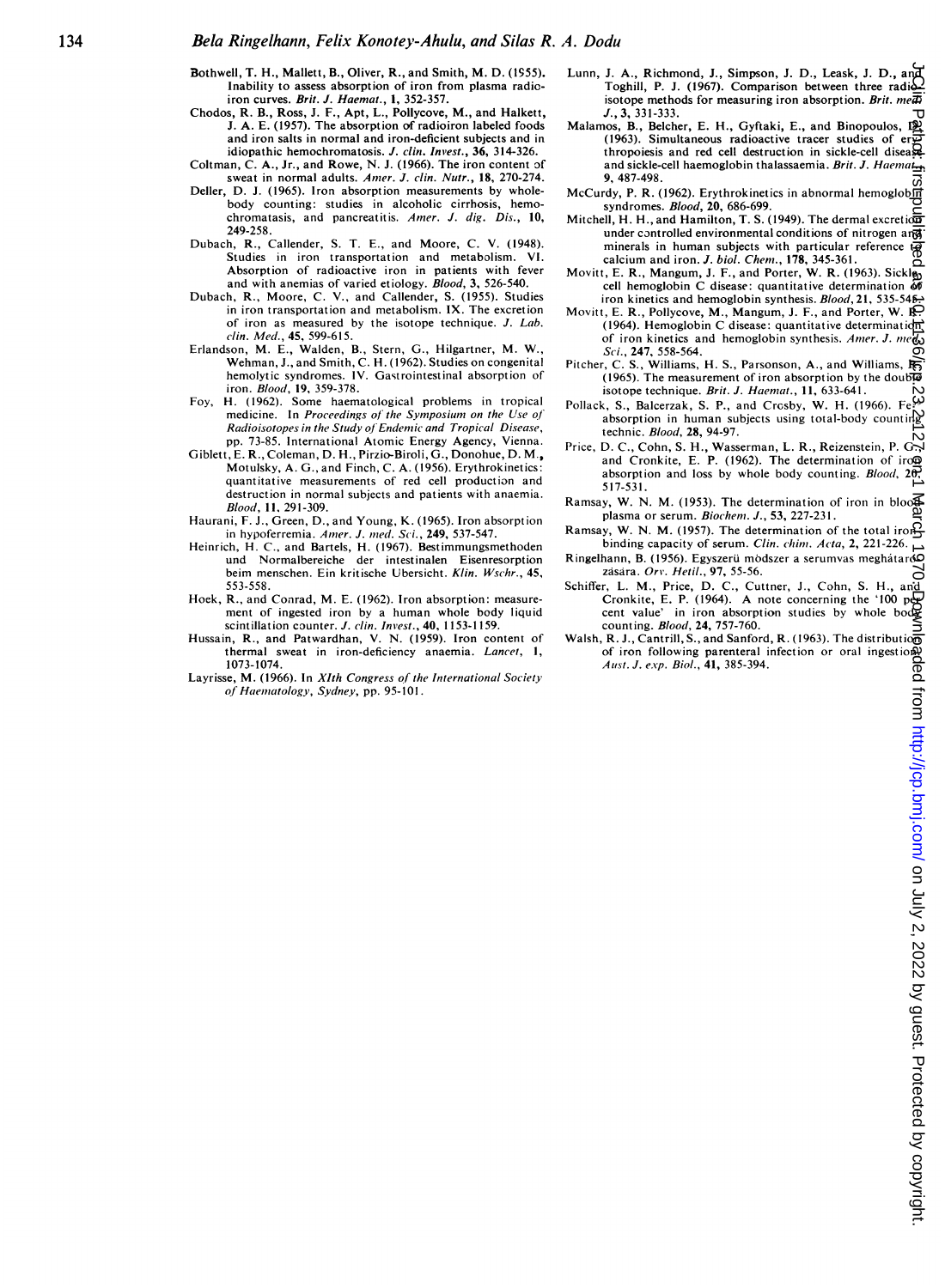Bothwell, T. H., Mallett, B., Oliver, R., and Smith, M. D. (1955). Inability to assess absorption of iron from plasma radio-iron curves. *Brit. J. Haemat.*, **1**, 352-357.

Chodos, R. B., Ross, J. F., Apt, L., Pollycove, M., and Halkett, J. A. E. (1957). The absorption of radioiron labeled foods and iron salts in normal and iron-deficient subjects and in idiopathic hemochromatosis. *J. clin. Invest.*, **36**, 314-326.

Coltman, C. A., Jr., and Rowe, N. J. (1966). The iron content of sweat in normal adults. *Amer. J. clin. Nutr.*, **18**, 270-274.

Deller, D. J. (1965). Iron absorption measurements by whole-body counting: studies in alcoholic cirrhosis, hemochromatasis, and pancreatitis. *Amer. J. dig. Dis.*, **10**, 249-258.

Dubach, R., Callender, S. T. E., and Moore, C. V. (1948). Studies in iron transportation and metabolism. VI. Absorption of radioactive iron in patients with fever and with anemias of varied etiology. *Blood*, **3**, 526-540.

Dubach, R., Moore, C. V., and Callender, S. (1955). Studies in iron transportation and metabolism. IX. The excretion of iron as measured by the isotope technique. *J. Lab. clin. Med.*, **45**, 599-615.

Erlandson, M. E., Walden, B., Stern, G., Hilgartner, M. W., Wehman, J., and Smith, C. H. (1962). Studies on congenital hemolytic syndromes. IV. Gastrointestinal absorption of iron. *Blood*, **19**, 359-378.

Foy, H. (1962). Some haematological problems in tropical medicine. In *Proceedings of the Symposium on the Use of Radioisotopes in the Study of Endemic and Tropical Disease*, pp. 73-85. International Atomic Energy Agency, Vienna.

Giblett, E. R., Coleman, D. H., Pirzio-Biroli, G., Donohue, D. M., Motulsky, A. G., and Finch, C. A. (1956). Erythrokinetics: quantitative measurements of red cell production and destruction in normal subjects and patients with anaemia. *Blood*, **11**, 291-309.

Haurani, F. J., Green, D., and Young, K. (1965). Iron absorption in hypoferremia. *Amer. J. med. Sci.*, **249**, 537-547.

Heinrich, H. C., and Bartels, H. (1967). Bestimmungsmethoden und Normalbereiche der intestinalen Eisenresorption beim menschen. Ein kritische Ubersicht. *Klin. Wschr.*, **45**, 553-558.

Hoek, R., and Conrad, M. E. (1962). Iron absorption: measurement of ingested iron by a human whole body liquid scintillation counter. *J. clin. Invest.*, **40**, 1153-1159.

Hussain, R., and Patwardhan, V. N. (1959). Iron content of thermal sweat in iron-deficiency anaemia. *Lancet*, **1**, 1073-1074.

Layrisse, M. (1966). In *XIth Congress of the International Society of Haematology, Sydney*, pp. 95-101.

Lunn, J. A., Richmond, J., Simpson, J. D., Leask, J. D., and Toghill, P. J. (1967). Comparison between three radioisotope methods for measuring iron absorption. *Brit. med. J.*, **3**, 331-333.

Malamos, B., Belcher, E. H., Gyftaki, E., and Binopoulos, D. (1963). Simultaneous radioactive tracer studies of erythropoiesis and red cell destruction in sickle-cell disease and sickle-cell haemoglobin thalassaemia. *Brit. J. Haemat.*, **9**, 487-498.

McCurdy, P. R. (1962). Erythrokinetics in abnormal hemoglobin syndromes. *Blood*, **20**, 686-699.

Mitchell, H. H., and Hamilton, T. S. (1949). The dermal excretion under controlled environmental conditions of nitrogen and minerals in human subjects with particular reference to calcium and iron. *J. biol. Chem.*, **178**, 345-361.

Movitt, E. R., Mangum, J. F., and Porter, W. R. (1963). Sickle cell hemoglobin C disease: quantitative determination of iron kinetics and hemoglobin synthesis. *Blood*, **21**, 535-545.

Movitt, E. R., Pollycove, M., Mangum, J. F., and Porter, W. R. (1964). Hemoglobin C disease: quantitative determination of iron kinetics and hemoglobin synthesis. *Amer. J. med. Sci.*, **247**, 558-564.

Pitcher, C. S., Williams, H. S., Parsonson, A., and Williams, R. (1965). The measurement of iron absorption by the double isotope technique. *Brit. J. Haemat.*, **11**, 633-641.

Pollack, S., Balcerzak, S. P., and Crosby, W. H. (1966). Fe absorption in human subjects using total-body counting technic. *Blood*, **28**, 94-97.

Price, D. C., Cohn, S. H., Wasserman, L. R., Reizenstein, P. G., and Cronkite, E. P. (1962). The determination of iron absorption and loss by whole body counting. *Blood*, **20**, 517-531.

Ramsay, W. N. M. (1953). The determination of iron in blood plasma or serum. *Biochem. J.*, **53**, 227-231.

Ramsay, W. N. M. (1957). The determination of the total iron binding capacity of serum. *Clin. chim. Acta*, **2**, 221-226.

Ringelhann, B. (1956). Egyszerü módszer a serumvas meghatározására. *Orv. Hetil.*, **97**, 55-56.

Schiffer, L. M., Price, D. C., Cuttner, J., Cohn, S. H., and Cronkite, E. P. (1964). A note concerning the '100 per cent value' in iron absorption studies by whole body counting. *Blood*, **24**, 757-760.

Walsh, R. J., Cantrill, S., and Sanford, R. (1963). The distribution of iron following parenteral infection or oral ingestion. *Aust. J. exp. Biol.*, **41**, 385-394.